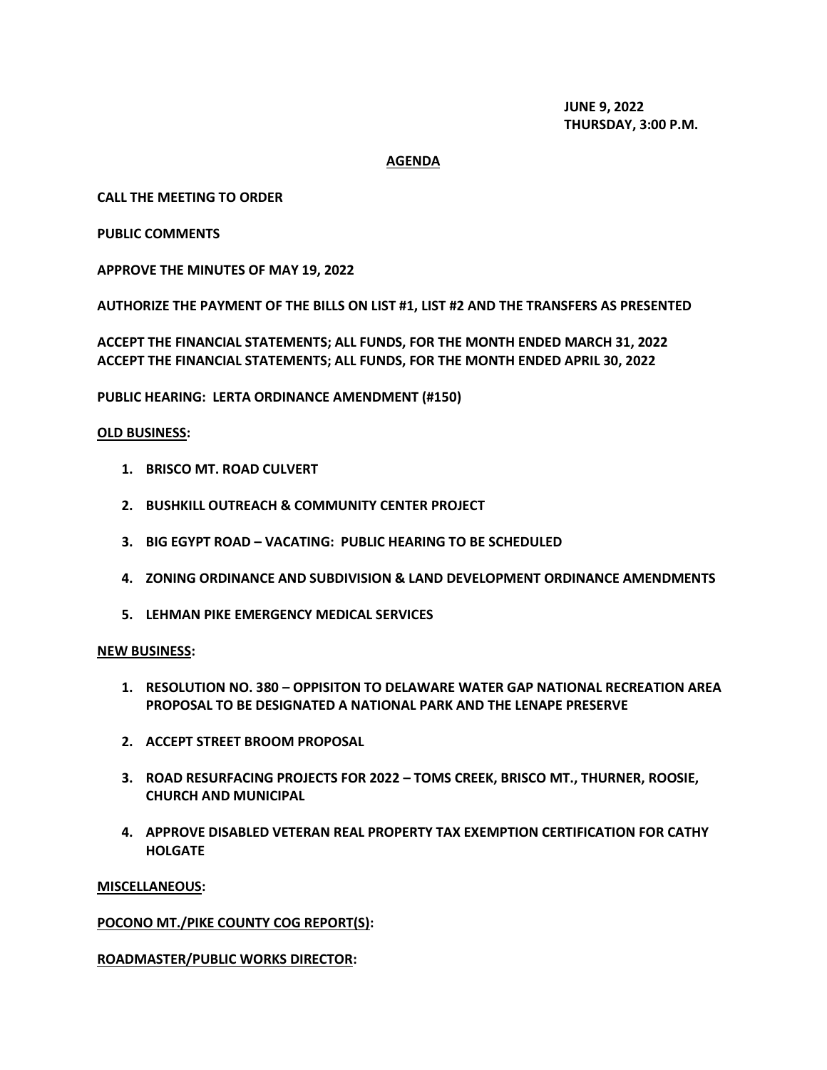**JUNE 9, 2022**
**THURSDAY, 3:00 P.M.**

# AGENDA

**CALL THE MEETING TO ORDER**

**PUBLIC COMMENTS**

**APPROVE THE MINUTES OF MAY 19, 2022**

**AUTHORIZE THE PAYMENT OF THE BILLS ON LIST #1, LIST #2 AND THE TRANSFERS AS PRESENTED**

**ACCEPT THE FINANCIAL STATEMENTS; ALL FUNDS, FOR THE MONTH ENDED MARCH 31, 2022**
**ACCEPT THE FINANCIAL STATEMENTS; ALL FUNDS, FOR THE MONTH ENDED APRIL 30, 2022**

**PUBLIC HEARING: LERTA ORDINANCE AMENDMENT (#150)**

## OLD BUSINESS:

1. **BRISCO MT. ROAD CULVERT**
2. **BUSHKILL OUTREACH & COMMUNITY CENTER PROJECT**
3. **BIG EGYPT ROAD – VACATING: PUBLIC HEARING TO BE SCHEDULED**
4. **ZONING ORDINANCE AND SUBDIVISION & LAND DEVELOPMENT ORDINANCE AMENDMENTS**
5. **LEHMAN PIKE EMERGENCY MEDICAL SERVICES**

## NEW BUSINESS:

1. **RESOLUTION NO. 380 – OPPISITON TO DELAWARE WATER GAP NATIONAL RECREATION AREA PROPOSAL TO BE DESIGNATED A NATIONAL PARK AND THE LENAPE PRESERVE**
2. **ACCEPT STREET BROOM PROPOSAL**
3. **ROAD RESURFACING PROJECTS FOR 2022 – TOMS CREEK, BRISCO MT., THURNER, ROOSIE, CHURCH AND MUNICIPAL**
4. **APPROVE DISABLED VETERAN REAL PROPERTY TAX EXEMPTION CERTIFICATION FOR CATHY HOLGATE**

## MISCELLANEOUS:

## POCONO MT./PIKE COUNTY COG REPORT(S):

## ROADMASTER/PUBLIC WORKS DIRECTOR: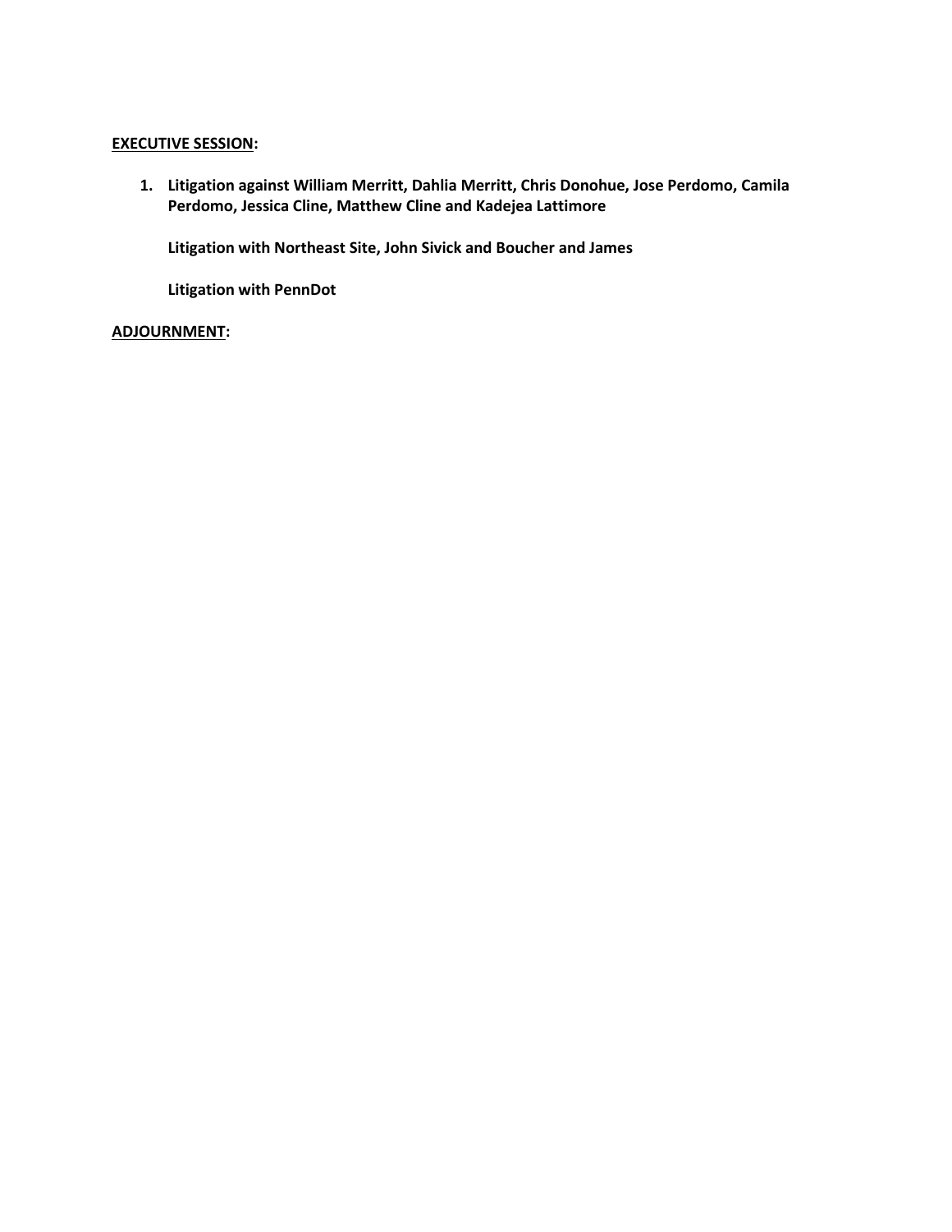**<u>EXECUTIVE SESSION</u>:**

1. **Litigation against William Merritt, Dahlia Merritt, Chris Donohue, Jose Perdomo, Camila Perdomo, Jessica Cline, Matthew Cline and Kadejea Lattimore**

   **Litigation with Northeast Site, John Sivick and Boucher and James**

   **Litigation with PennDot**

**<u>ADJOURNMENT</u>:**